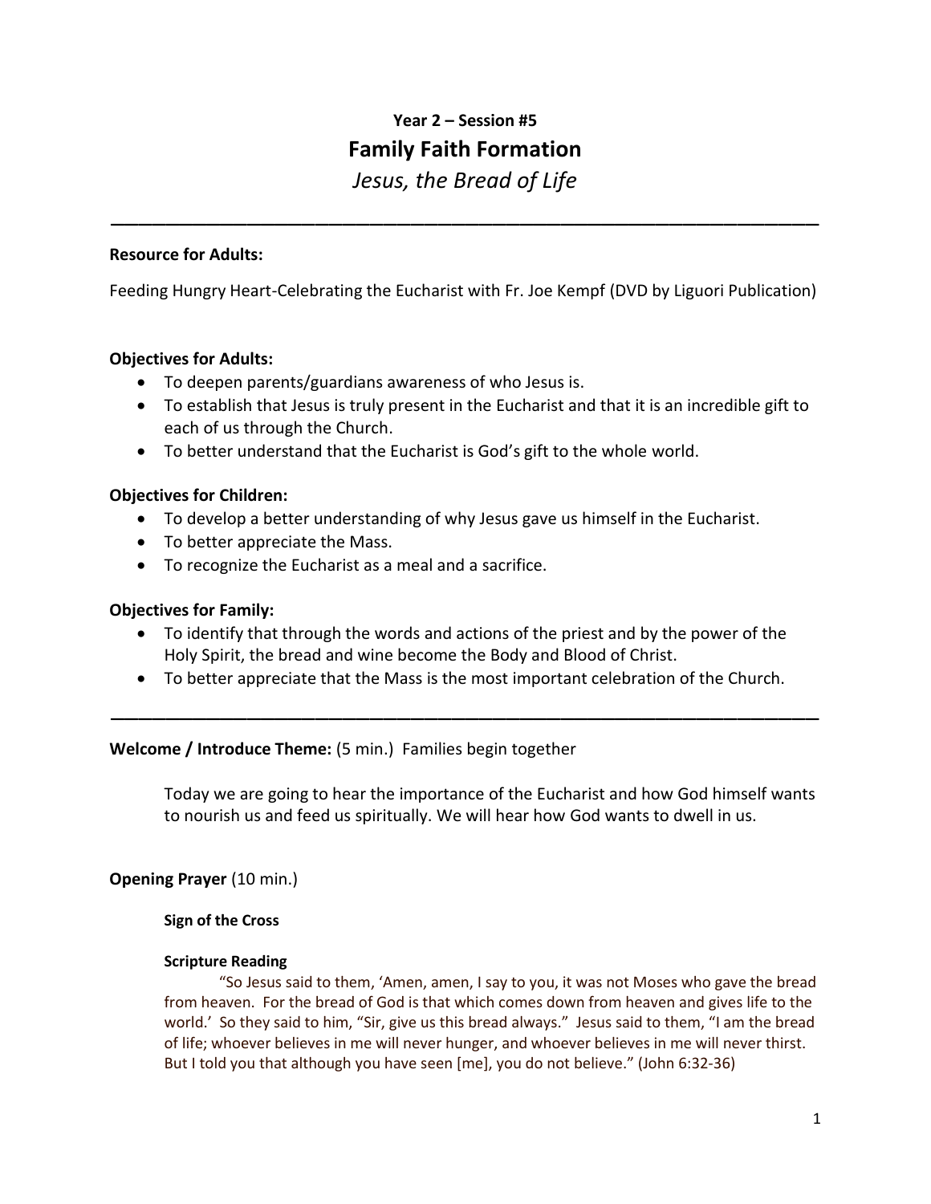**Year 2 – Session #5**

# Family Faith Formation

*Jesus, the Bread of Life*

---

**Resource for Adults:**

Feeding Hungry Heart-Celebrating the Eucharist with Fr. Joe Kempf (DVD by Liguori Publication)

**Objectives for Adults:**

- To deepen parents/guardians awareness of who Jesus is.
- To establish that Jesus is truly present in the Eucharist and that it is an incredible gift to each of us through the Church.
- To better understand that the Eucharist is God's gift to the whole world.

**Objectives for Children:**

- To develop a better understanding of why Jesus gave us himself in the Eucharist.
- To better appreciate the Mass.
- To recognize the Eucharist as a meal and a sacrifice.

**Objectives for Family:**

- To identify that through the words and actions of the priest and by the power of the Holy Spirit, the bread and wine become the Body and Blood of Christ.
- To better appreciate that the Mass is the most important celebration of the Church.

---

**Welcome / Introduce Theme:** (5 min.) Families begin together

Today we are going to hear the importance of the Eucharist and how God himself wants to nourish us and feed us spiritually. We will hear how God wants to dwell in us.

**Opening Prayer** (10 min.)

**Sign of the Cross**

**Scripture Reading**

"So Jesus said to them, 'Amen, amen, I say to you, it was not Moses who gave the bread from heaven. For the bread of God is that which comes down from heaven and gives life to the world.' So they said to him, "Sir, give us this bread always." Jesus said to them, "I am the bread of life; whoever believes in me will never hunger, and whoever believes in me will never thirst. But I told you that although you have seen [me], you do not believe." (John 6:32-36)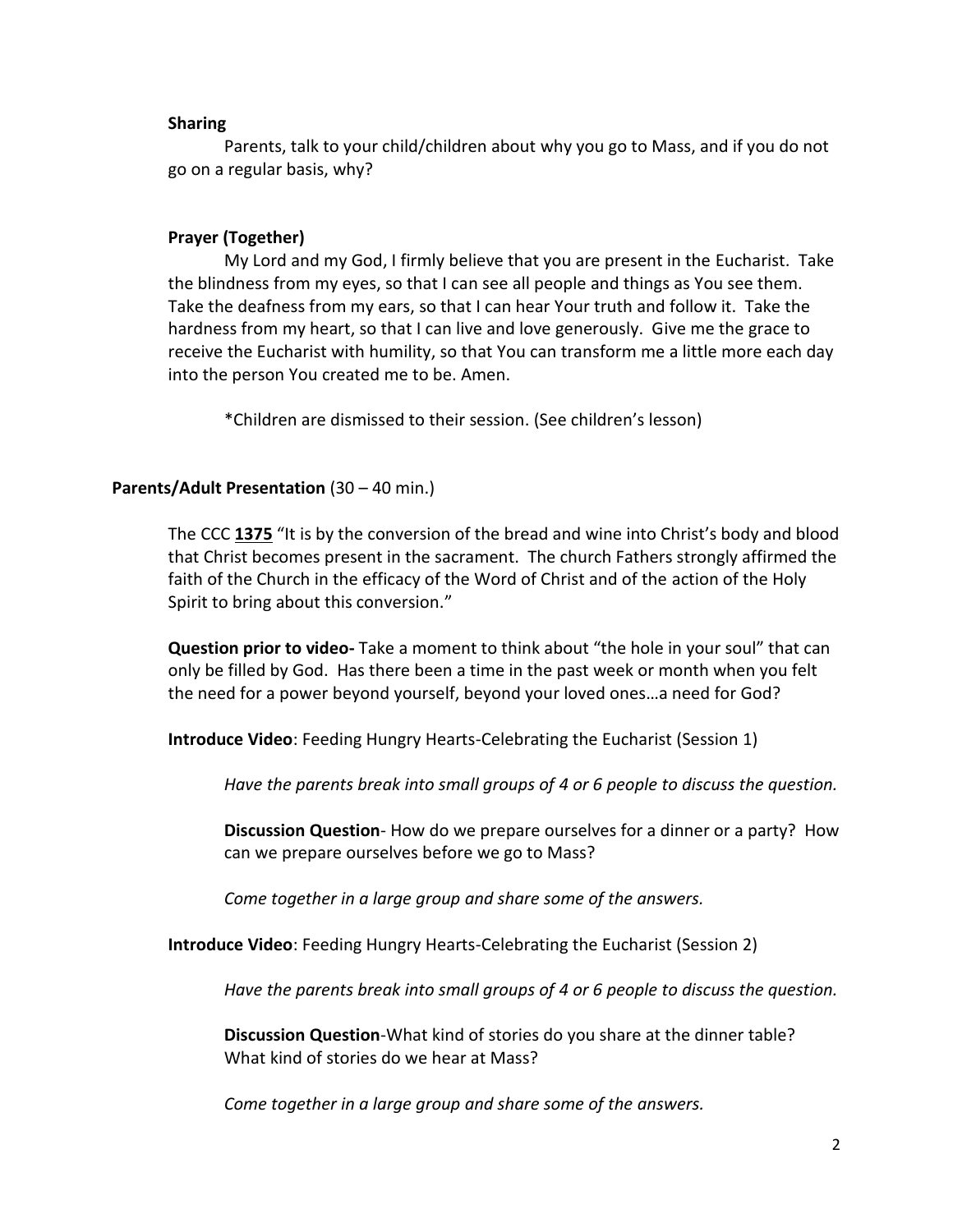**Sharing**

Parents, talk to your child/children about why you go to Mass, and if you do not go on a regular basis, why?

**Prayer (Together)**

My Lord and my God, I firmly believe that you are present in the Eucharist. Take the blindness from my eyes, so that I can see all people and things as You see them. Take the deafness from my ears, so that I can hear Your truth and follow it. Take the hardness from my heart, so that I can live and love generously. Give me the grace to receive the Eucharist with humility, so that You can transform me a little more each day into the person You created me to be. Amen.

*Children are dismissed to their session. (See children's lesson)

**Parents/Adult Presentation** (30 – 40 min.)

The CCC **1375** "It is by the conversion of the bread and wine into Christ's body and blood that Christ becomes present in the sacrament. The church Fathers strongly affirmed the faith of the Church in the efficacy of the Word of Christ and of the action of the Holy Spirit to bring about this conversion."

**Question prior to video-** Take a moment to think about "the hole in your soul" that can only be filled by God. Has there been a time in the past week or month when you felt the need for a power beyond yourself, beyond your loved ones…a need for God?

**Introduce Video**: Feeding Hungry Hearts-Celebrating the Eucharist (Session 1)

*Have the parents break into small groups of 4 or 6 people to discuss the question.*

**Discussion Question**- How do we prepare ourselves for a dinner or a party? How can we prepare ourselves before we go to Mass?

*Come together in a large group and share some of the answers.*

**Introduce Video**: Feeding Hungry Hearts-Celebrating the Eucharist (Session 2)

*Have the parents break into small groups of 4 or 6 people to discuss the question.*

**Discussion Question**-What kind of stories do you share at the dinner table? What kind of stories do we hear at Mass?

*Come together in a large group and share some of the answers.*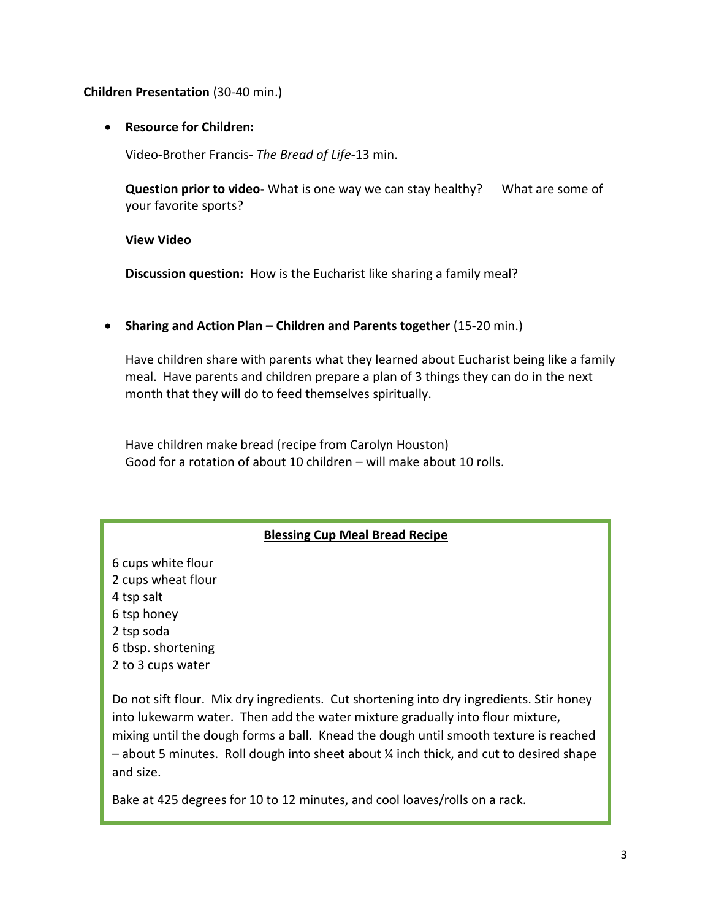**Children Presentation** (30-40 min.)

- **Resource for Children:**

  Video-Brother Francis- *The Bread of Life*-13 min.

  **Question prior to video-** What is one way we can stay healthy? What are some of your favorite sports?

  **View Video**

  **Discussion question:** How is the Eucharist like sharing a family meal?

- **Sharing and Action Plan – Children and Parents together** (15-20 min.)

  Have children share with parents what they learned about Eucharist being like a family meal. Have parents and children prepare a plan of 3 things they can do in the next month that they will do to feed themselves spiritually.

  Have children make bread (recipe from Carolyn Houston)
  Good for a rotation of about 10 children – will make about 10 rolls.

**Blessing Cup Meal Bread Recipe**

6 cups white flour
2 cups wheat flour
4 tsp salt
6 tsp honey
2 tsp soda
6 tbsp. shortening
2 to 3 cups water

Do not sift flour. Mix dry ingredients. Cut shortening into dry ingredients. Stir honey into lukewarm water. Then add the water mixture gradually into flour mixture, mixing until the dough forms a ball. Knead the dough until smooth texture is reached – about 5 minutes. Roll dough into sheet about ¼ inch thick, and cut to desired shape and size.

Bake at 425 degrees for 10 to 12 minutes, and cool loaves/rolls on a rack.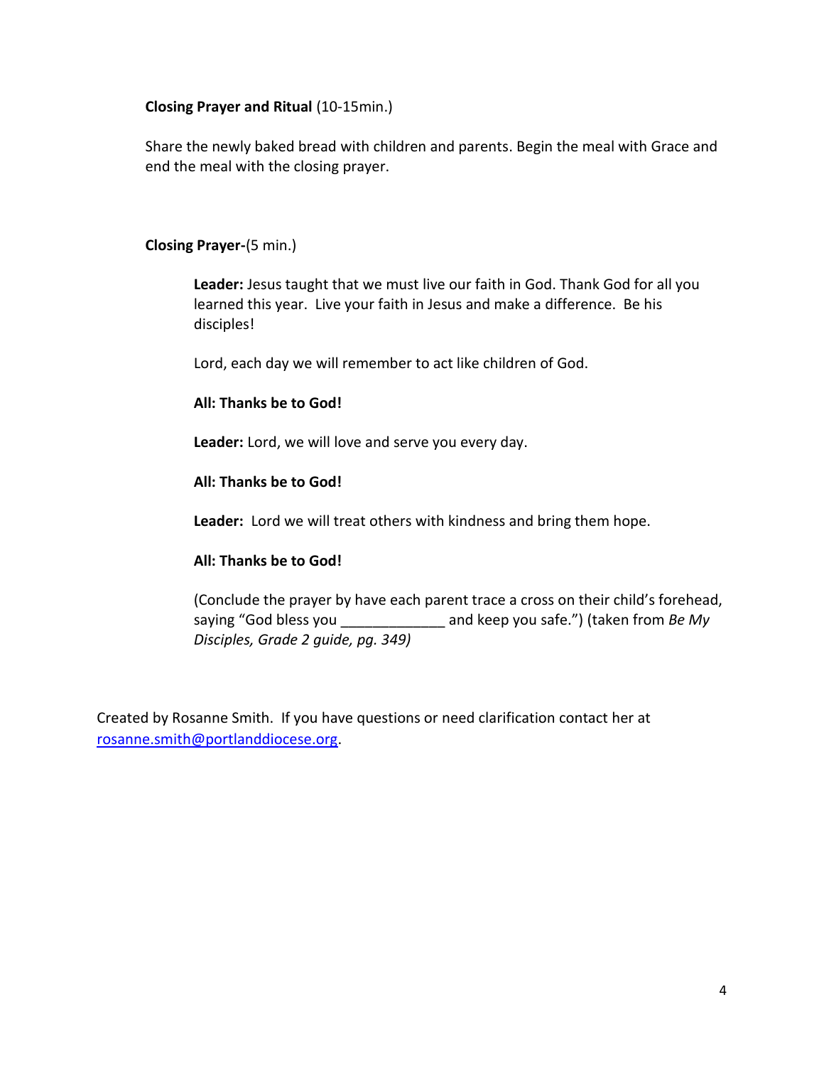**Closing Prayer and Ritual** (10-15min.)

Share the newly baked bread with children and parents. Begin the meal with Grace and end the meal with the closing prayer.

**Closing Prayer-**(5 min.)

**Leader:** Jesus taught that we must live our faith in God. Thank God for all you learned this year. Live your faith in Jesus and make a difference. Be his disciples!

Lord, each day we will remember to act like children of God.

**All: Thanks be to God!**

**Leader:** Lord, we will love and serve you every day.

**All: Thanks be to God!**

**Leader:** Lord we will treat others with kindness and bring them hope.

**All: Thanks be to God!**

(Conclude the prayer by have each parent trace a cross on their child's forehead, saying "God bless you _____________ and keep you safe.") (taken from *Be My Disciples, Grade 2 guide, pg. 349)*

Created by Rosanne Smith. If you have questions or need clarification contact her at rosanne.smith@portlanddiocese.org.